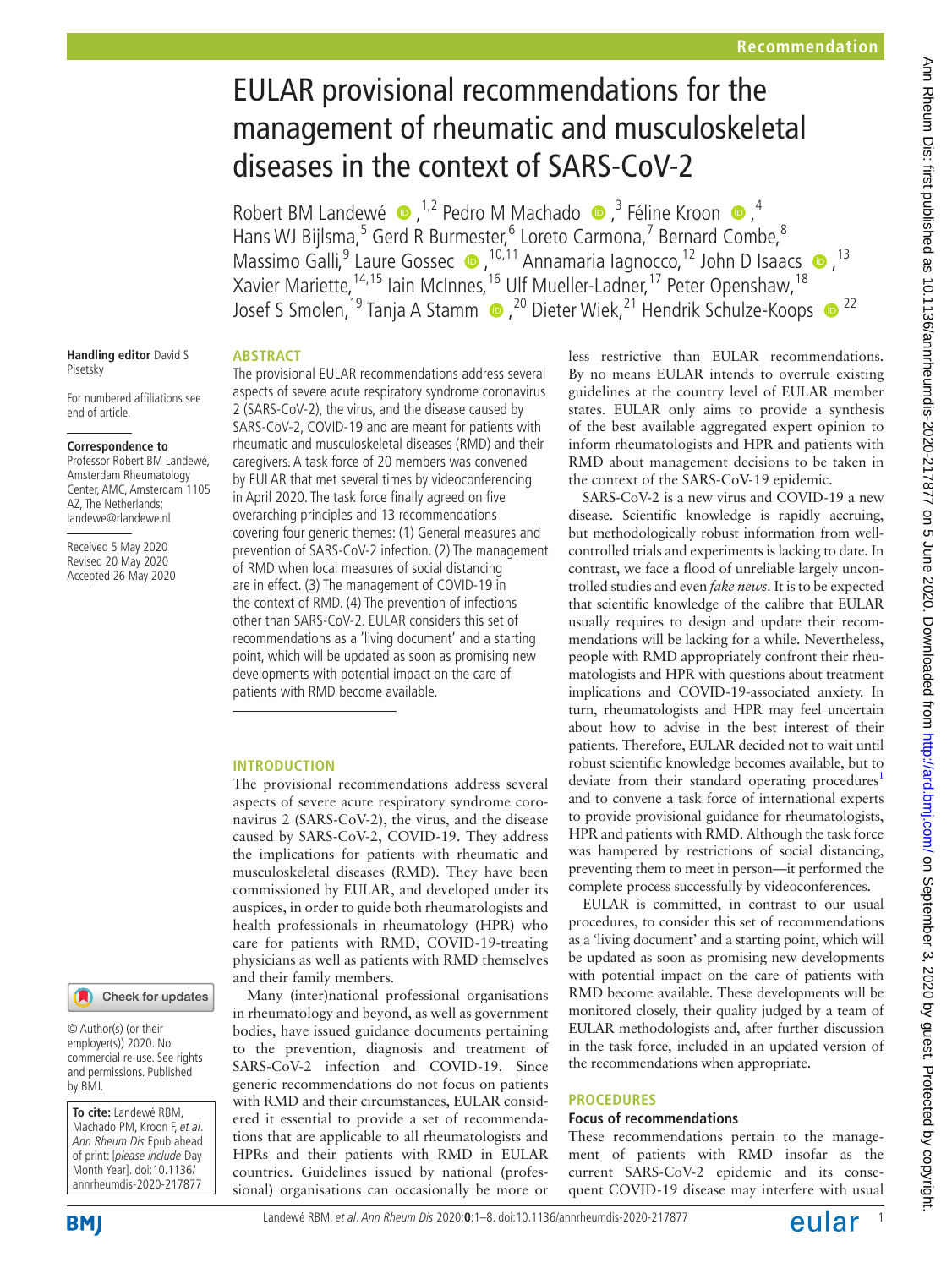# EULAR provisional recommendations for the management of rheumatic and musculoskeletal diseases in the context of SARS-CoV-2

Robert BM Landewé,[1,2] Pedro M Machado,[3] Féline Kroon,[4] Hans WJ Bijlsma,[5] Gerd R Burmester,[6] Loreto Carmona,[7] Bernard Combe,[8] Massimo Galli,[9] Laure Gossec,[10,11] Annamaria Iagnocco,[12] John D Isaacs,[13] Xavier Mariette,[14,15] Iain McInnes,[16] Ulf Mueller-Ladner,[17] Peter Openshaw,[18] Josef S Smolen,[19] Tanja A Stamm,[20] Dieter Wiek,[21] Hendrik Schulze-Koops[22]

Handling editor David S Pisetsky

For numbered affiliations see end of article.

**Correspondence to**
Professor Robert BM Landewé, Amsterdam Rheumatology Center, AMC, Amsterdam 1105 AZ, The Netherlands; landewe@rlandewe.nl

Received 5 May 2020
Revised 20 May 2020
Accepted 26 May 2020

© Author(s) (or their employer(s)) 2020. No commercial re-use. See rights and permissions. Published by BMJ.

**To cite:** Landewé RBM, Machado PM, Kroon F, *et al*. *Ann Rheum Dis* Epub ahead of print: [*please include* Day Month Year]. doi:10.1136/annrheumdis-2020-217877

## ABSTRACT

The provisional EULAR recommendations address several aspects of severe acute respiratory syndrome coronavirus 2 (SARS-CoV-2), the virus, and the disease caused by SARS-CoV-2, COVID-19 and are meant for patients with rheumatic and musculoskeletal diseases (RMD) and their caregivers. A task force of 20 members was convened by EULAR that met several times by videoconferencing in April 2020. The task force finally agreed on five overarching principles and 13 recommendations covering four generic themes: (1) General measures and prevention of SARS-CoV-2 infection. (2) The management of RMD when local measures of social distancing are in effect. (3) The management of COVID-19 in the context of RMD. (4) The prevention of infections other than SARS-CoV-2. EULAR considers this set of recommendations as a 'living document' and a starting point, which will be updated as soon as promising new developments with potential impact on the care of patients with RMD become available.

## INTRODUCTION

The provisional recommendations address several aspects of severe acute respiratory syndrome coronavirus 2 (SARS-CoV-2), the virus, and the disease caused by SARS-CoV-2, COVID-19. They address the implications for patients with rheumatic and musculoskeletal diseases (RMD). They have been commissioned by EULAR, and developed under its auspices, in order to guide both rheumatologists and health professionals in rheumatology (HPR) who care for patients with RMD, COVID-19-treating physicians as well as patients with RMD themselves and their family members.

Many (inter)national professional organisations in rheumatology and beyond, as well as government bodies, have issued guidance documents pertaining to the prevention, diagnosis and treatment of SARS-CoV-2 infection and COVID-19. Since generic recommendations do not focus on patients with RMD and their circumstances, EULAR considered it essential to provide a set of recommendations that are applicable to all rheumatologists and HPRs and their patients with RMD in EULAR countries. Guidelines issued by national (professional) organisations can occasionally be more or less restrictive than EULAR recommendations. By no means EULAR intends to overrule existing guidelines at the country level of EULAR member states. EULAR only aims to provide a synthesis of the best available aggregated expert opinion to inform rheumatologists and HPR and patients with RMD about management decisions to be taken in the context of the SARS-CoV-19 epidemic.

SARS-CoV-2 is a new virus and COVID-19 a new disease. Scientific knowledge is rapidly accruing, but methodologically robust information from well-controlled trials and experiments is lacking to date. In contrast, we face a flood of unreliable largely uncontrolled studies and even *fake news*. It is to be expected that scientific knowledge of the calibre that EULAR usually requires to design and update their recommendations will be lacking for a while. Nevertheless, people with RMD appropriately confront their rheumatologists and HPR with questions about treatment implications and COVID-19-associated anxiety. In turn, rheumatologists and HPR may feel uncertain about how to advise in the best interest of their patients. Therefore, EULAR decided not to wait until robust scientific knowledge becomes available, but to deviate from their standard operating procedures[1] and to convene a task force of international experts to provide provisional guidance for rheumatologists, HPR and patients with RMD. Although the task force was hampered by restrictions of social distancing, preventing them to meet in person—it performed the complete process successfully by videoconferences.

EULAR is committed, in contrast to our usual procedures, to consider this set of recommendations as a 'living document' and a starting point, which will be updated as soon as promising new developments with potential impact on the care of patients with RMD become available. These developments will be monitored closely, their quality judged by a team of EULAR methodologists and, after further discussion in the task force, included in an updated version of the recommendations when appropriate.

## PROCEDURES

### Focus of recommendations

These recommendations pertain to the management of patients with RMD insofar as the current SARS-CoV-2 epidemic and its consequent COVID-19 disease may interfere with usual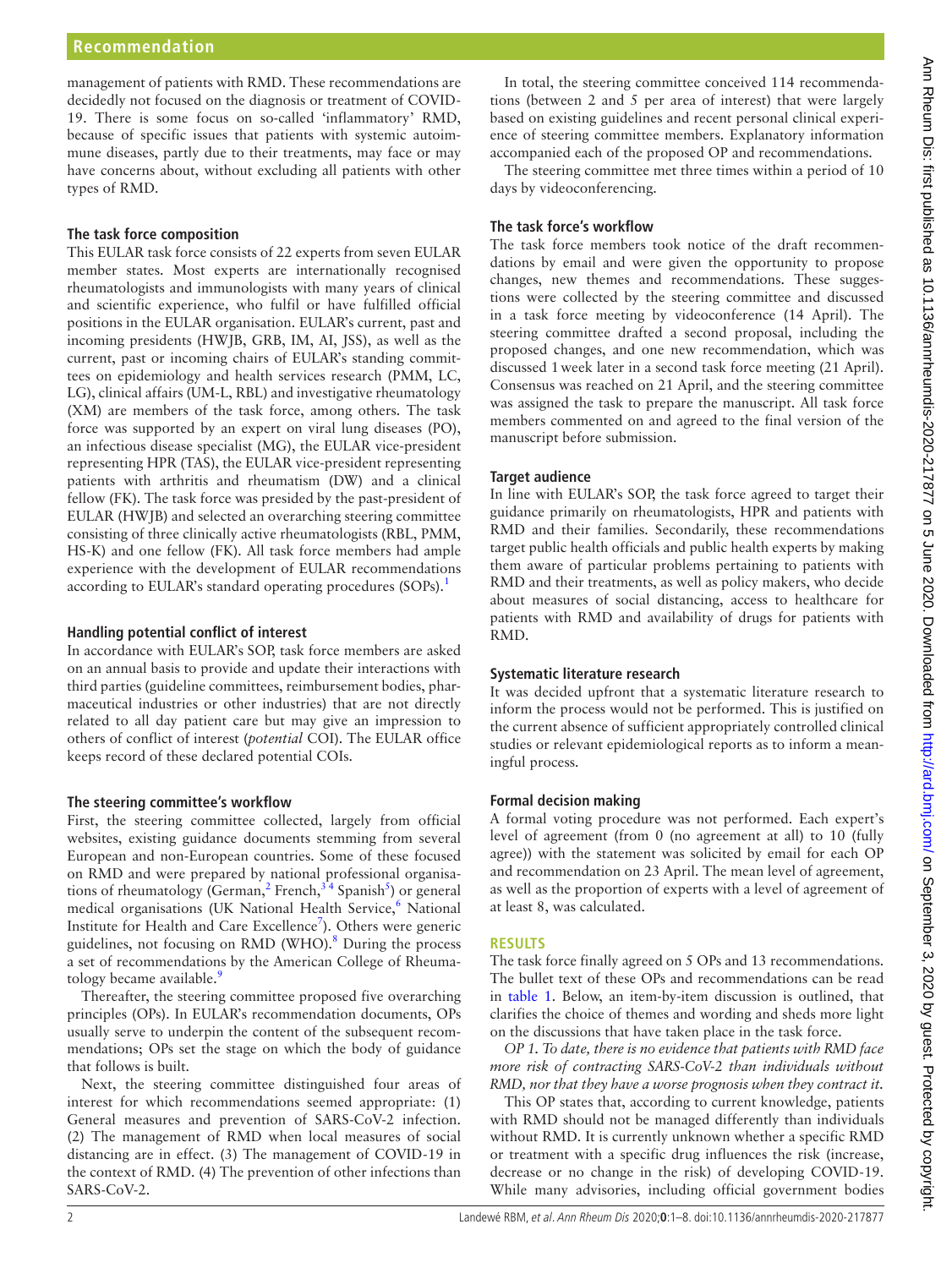management of patients with RMD. These recommendations are decidedly not focused on the diagnosis or treatment of COVID-19. There is some focus on so-called 'inflammatory' RMD, because of specific issues that patients with systemic autoimmune diseases, partly due to their treatments, may face or may have concerns about, without excluding all patients with other types of RMD.

### The task force composition

This EULAR task force consists of 22 experts from seven EULAR member states. Most experts are internationally recognised rheumatologists and immunologists with many years of clinical and scientific experience, who fulfil or have fulfilled official positions in the EULAR organisation. EULAR's current, past and incoming presidents (HWJB, GRB, IM, AI, JSS), as well as the current, past or incoming chairs of EULAR's standing committees on epidemiology and health services research (PMM, LC, LG), clinical affairs (UM-L, RBL) and investigative rheumatology (XM) are members of the task force, among others. The task force was supported by an expert on viral lung diseases (PO), an infectious disease specialist (MG), the EULAR vice-president representing HPR (TAS), the EULAR vice-president representing patients with arthritis and rheumatism (DW) and a clinical fellow (FK). The task force was presided by the past-president of EULAR (HWJB) and selected an overarching steering committee consisting of three clinically active rheumatologists (RBL, PMM, HS-K) and one fellow (FK). All task force members had ample experience with the development of EULAR recommendations according to EULAR's standard operating procedures (SOPs).[1]

### Handling potential conflict of interest

In accordance with EULAR's SOP, task force members are asked on an annual basis to provide and update their interactions with third parties (guideline committees, reimbursement bodies, pharmaceutical industries or other industries) that are not directly related to all day patient care but may give an impression to others of conflict of interest (*potential* COI). The EULAR office keeps record of these declared potential COIs.

### The steering committee's workflow

First, the steering committee collected, largely from official websites, existing guidance documents stemming from several European and non-European countries. Some of these focused on RMD and were prepared by national professional organisations of rheumatology (German,[2] French,[3 4] Spanish[5]) or general medical organisations (UK National Health Service,[6] National Institute for Health and Care Excellence[7]). Others were generic guidelines, not focusing on RMD (WHO).[8] During the process a set of recommendations by the American College of Rheumatology became available.[9]

Thereafter, the steering committee proposed five overarching principles (OPs). In EULAR's recommendation documents, OPs usually serve to underpin the content of the subsequent recommendations; OPs set the stage on which the body of guidance that follows is built.

Next, the steering committee distinguished four areas of interest for which recommendations seemed appropriate: (1) General measures and prevention of SARS-CoV-2 infection. (2) The management of RMD when local measures of social distancing are in effect. (3) The management of COVID-19 in the context of RMD. (4) The prevention of other infections than SARS-CoV-2.

In total, the steering committee conceived 114 recommendations (between 2 and 5 per area of interest) that were largely based on existing guidelines and recent personal clinical experience of steering committee members. Explanatory information accompanied each of the proposed OP and recommendations.

The steering committee met three times within a period of 10 days by videoconferencing.

### The task force's workflow

The task force members took notice of the draft recommendations by email and were given the opportunity to propose changes, new themes and recommendations. These suggestions were collected by the steering committee and discussed in a task force meeting by videoconference (14 April). The steering committee drafted a second proposal, including the proposed changes, and one new recommendation, which was discussed 1 week later in a second task force meeting (21 April). Consensus was reached on 21 April, and the steering committee was assigned the task to prepare the manuscript. All task force members commented on and agreed to the final version of the manuscript before submission.

### Target audience

In line with EULAR's SOP, the task force agreed to target their guidance primarily on rheumatologists, HPR and patients with RMD and their families. Secondarily, these recommendations target public health officials and public health experts by making them aware of particular problems pertaining to patients with RMD and their treatments, as well as policy makers, who decide about measures of social distancing, access to healthcare for patients with RMD and availability of drugs for patients with RMD.

### Systematic literature research

It was decided upfront that a systematic literature research to inform the process would not be performed. This is justified on the current absence of sufficient appropriately controlled clinical studies or relevant epidemiological reports as to inform a meaningful process.

### Formal decision making

A formal voting procedure was not performed. Each expert's level of agreement (from 0 (no agreement at all) to 10 (fully agree)) with the statement was solicited by email for each OP and recommendation on 23 April. The mean level of agreement, as well as the proportion of experts with a level of agreement of at least 8, was calculated.

## RESULTS

The task force finally agreed on 5 OPs and 13 recommendations. The bullet text of these OPs and recommendations can be read in table 1. Below, an item-by-item discussion is outlined, that clarifies the choice of themes and wording and sheds more light on the discussions that have taken place in the task force.

*OP 1. To date, there is no evidence that patients with RMD face more risk of contracting SARS-CoV-2 than individuals without RMD, nor that they have a worse prognosis when they contract it.*

This OP states that, according to current knowledge, patients with RMD should not be managed differently than individuals without RMD. It is currently unknown whether a specific RMD or treatment with a specific drug influences the risk (increase, decrease or no change in the risk) of developing COVID-19. While many advisories, including official government bodies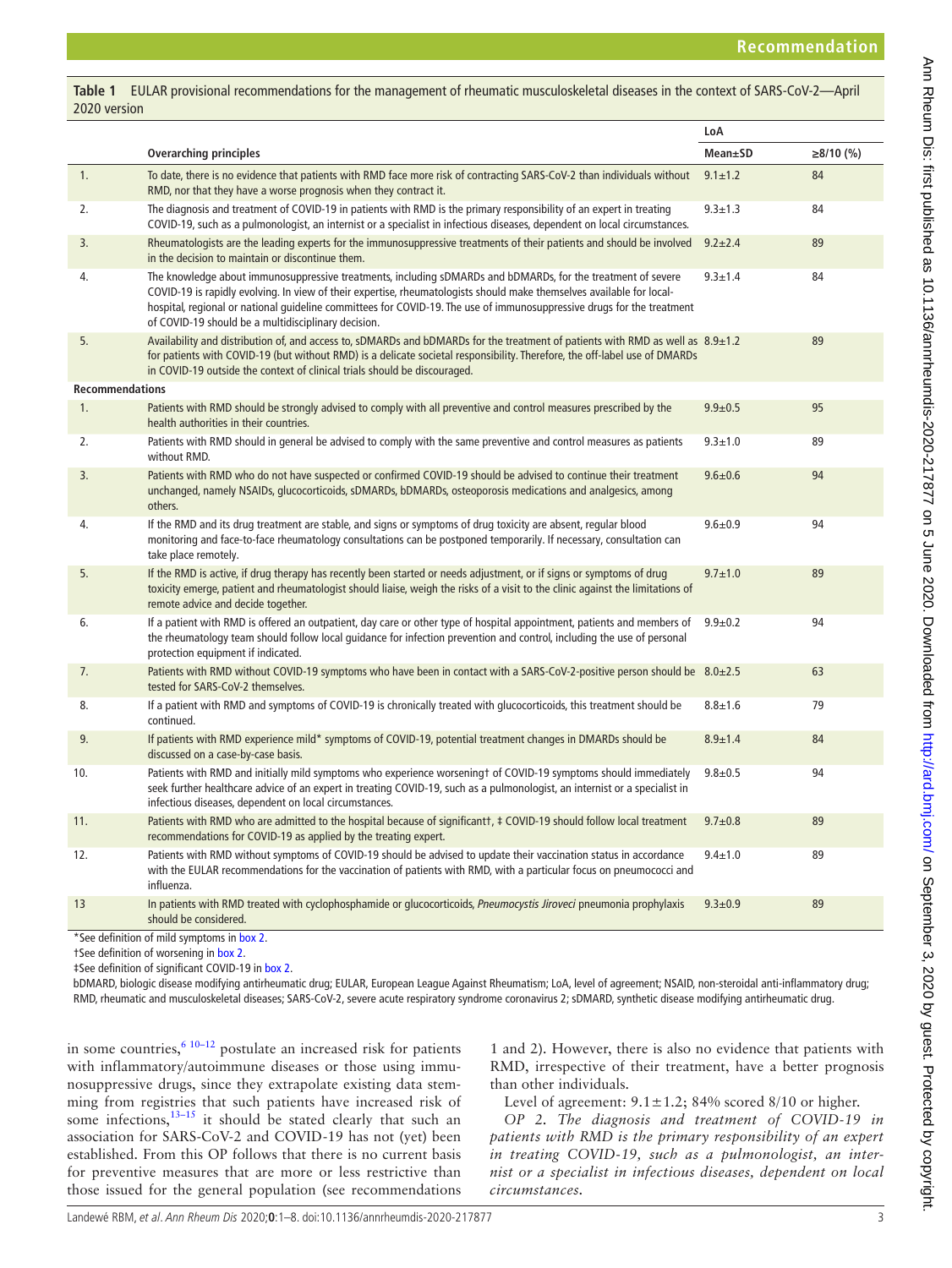**Table 1** EULAR provisional recommendations for the management of rheumatic musculoskeletal diseases in the context of SARS-CoV-2—April 2020 version

| | | LoA | |
|---|---|---|---|
| | **Overarching principles** | **Mean±SD** | **≥8/10 (%)** |
| 1. | To date, there is no evidence that patients with RMD face more risk of contracting SARS-CoV-2 than individuals without RMD, nor that they have a worse prognosis when they contract it. | 9.1±1.2 | 84 |
| 2. | The diagnosis and treatment of COVID-19 in patients with RMD is the primary responsibility of an expert in treating COVID-19, such as a pulmonologist, an internist or a specialist in infectious diseases, dependent on local circumstances. | 9.3±1.3 | 84 |
| 3. | Rheumatologists are the leading experts for the immunosuppressive treatments of their patients and should be involved in the decision to maintain or discontinue them. | 9.2±2.4 | 89 |
| 4. | The knowledge about immunosuppressive treatments, including sDMARDs and bDMARDs, for the treatment of severe COVID-19 is rapidly evolving. In view of their expertise, rheumatologists should make themselves available for local-hospital, regional or national guideline committees for COVID-19. The use of immunosuppressive drugs for the treatment of COVID-19 should be a multidisciplinary decision. | 9.3±1.4 | 84 |
| 5. | Availability and distribution of, and access to, sDMARDs and bDMARDs for the treatment of patients with RMD as well as for patients with COVID-19 (but without RMD) is a delicate societal responsibility. Therefore, the off-label use of DMARDs in COVID-19 outside the context of clinical trials should be discouraged. | 8.9±1.2 | 89 |
| **Recommendations** | | | |
| 1. | Patients with RMD should be strongly advised to comply with all preventive and control measures prescribed by the health authorities in their countries. | 9.9±0.5 | 95 |
| 2. | Patients with RMD should in general be advised to comply with the same preventive and control measures as patients without RMD. | 9.3±1.0 | 89 |
| 3. | Patients with RMD who do not have suspected or confirmed COVID-19 should be advised to continue their treatment unchanged, namely NSAIDs, glucocorticoids, sDMARDs, bDMARDs, osteoporosis medications and analgesics, among others. | 9.6±0.6 | 94 |
| 4. | If the RMD and its drug treatment are stable, and signs or symptoms of drug toxicity are absent, regular blood monitoring and face-to-face rheumatology consultations can be postponed temporarily. If necessary, consultation can take place remotely. | 9.6±0.9 | 94 |
| 5. | If the RMD is active, if drug therapy has recently been started or needs adjustment, or if signs or symptoms of drug toxicity emerge, patient and rheumatologist should liaise, weigh the risks of a visit to the clinic against the limitations of remote advice and decide together. | 9.7±1.0 | 89 |
| 6. | If a patient with RMD is offered an outpatient, day care or other type of hospital appointment, patients and members of the rheumatology team should follow local guidance for infection prevention and control, including the use of personal protection equipment if indicated. | 9.9±0.2 | 94 |
| 7. | Patients with RMD without COVID-19 symptoms who have been in contact with a SARS-CoV-2-positive person should be tested for SARS-CoV-2 themselves. | 8.0±2.5 | 63 |
| 8. | If a patient with RMD and symptoms of COVID-19 is chronically treated with glucocorticoids, this treatment should be continued. | 8.8±1.6 | 79 |
| 9. | If patients with RMD experience mild* symptoms of COVID-19, potential treatment changes in DMARDs should be discussed on a case-by-case basis. | 8.9±1.4 | 84 |
| 10. | Patients with RMD and initially mild symptoms who experience worsening† of COVID-19 symptoms should immediately seek further healthcare advice of an expert in treating COVID-19, such as a pulmonologist, an internist or a specialist in infectious diseases, dependent on local circumstances. | 9.8±0.5 | 94 |
| 11. | Patients with RMD who are admitted to the hospital because of significant†, ‡ COVID-19 should follow local treatment recommendations for COVID-19 as applied by the treating expert. | 9.7±0.8 | 89 |
| 12. | Patients with RMD without symptoms of COVID-19 should be advised to update their vaccination status in accordance with the EULAR recommendations for the vaccination of patients with RMD, with a particular focus on pneumococci and influenza. | 9.4±1.0 | 89 |
| 13 | In patients with RMD treated with cyclophosphamide or glucocorticoids, *Pneumocystis Jiroveci* pneumonia prophylaxis should be considered. | 9.3±0.9 | 89 |

*See definition of mild symptoms in box 2.

†See definition of worsening in box 2.

‡See definition of significant COVID-19 in box 2.

bDMARD, biologic disease modifying antirheumatic drug; EULAR, European League Against Rheumatism; LoA, level of agreement; NSAID, non-steroidal anti-inflammatory drug; RMD, rheumatic and musculoskeletal diseases; SARS-CoV-2, severe acute respiratory syndrome coronavirus 2; sDMARD, synthetic disease modifying antirheumatic drug.

in some countries,[6 10–12] postulate an increased risk for patients with inflammatory/autoimmune diseases or those using immunosuppressive drugs, since they extrapolate existing data stemming from registries that such patients have increased risk of some infections,[13–15] it should be stated clearly that such an association for SARS-CoV-2 and COVID-19 has not (yet) been established. From this OP follows that there is no current basis for preventive measures that are more or less restrictive than those issued for the general population (see recommendations 1 and 2). However, there is also no evidence that patients with RMD, irrespective of their treatment, have a better prognosis than other individuals.

Level of agreement: 9.1±1.2; 84% scored 8/10 or higher.

*OP 2. The diagnosis and treatment of COVID-19 in patients with RMD is the primary responsibility of an expert in treating COVID-19, such as a pulmonologist, an internist or a specialist in infectious diseases, dependent on local circumstances.*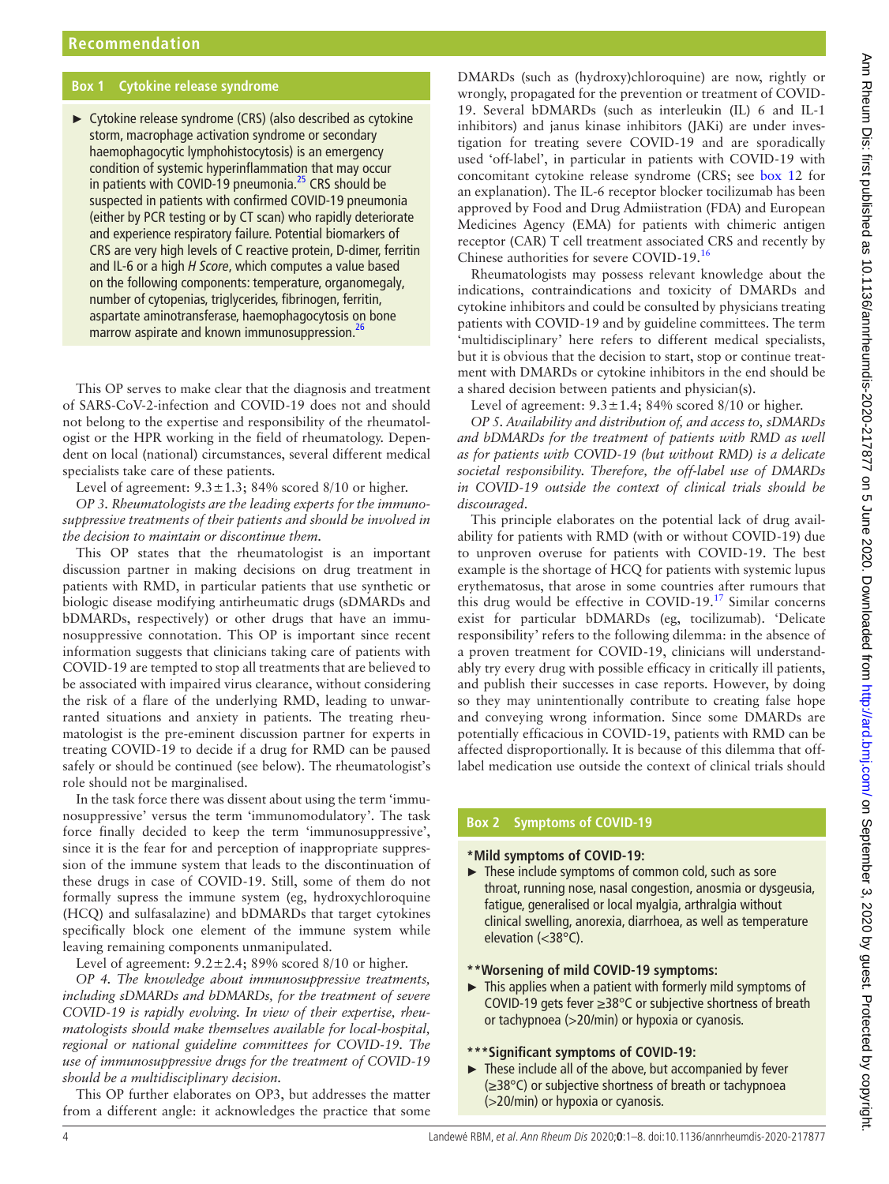## Box 1 Cytokine release syndrome

- Cytokine release syndrome (CRS) (also described as cytokine storm, macrophage activation syndrome or secondary haemophagocytic lymphohistocytosis) is an emergency condition of systemic hyperinflammation that may occur in patients with COVID-19 pneumonia.[25] CRS should be suspected in patients with confirmed COVID-19 pneumonia (either by PCR testing or by CT scan) who rapidly deteriorate and experience respiratory failure. Potential biomarkers of CRS are very high levels of C reactive protein, D-dimer, ferritin and IL-6 or a high *H Score*, which computes a value based on the following components: temperature, organomegaly, number of cytopenias, triglycerides, fibrinogen, ferritin, aspartate aminotransferase, haemophagocytosis on bone marrow aspirate and known immunosuppression.[26]

This OP serves to make clear that the diagnosis and treatment of SARS-CoV-2-infection and COVID-19 does not and should not belong to the expertise and responsibility of the rheumatologist or the HPR working in the field of rheumatology. Dependent on local (national) circumstances, several different medical specialists take care of these patients.

Level of agreement: 9.3±1.3; 84% scored 8/10 or higher.

*OP 3. Rheumatologists are the leading experts for the immunosuppressive treatments of their patients and should be involved in the decision to maintain or discontinue them.*

This OP states that the rheumatologist is an important discussion partner in making decisions on drug treatment in patients with RMD, in particular patients that use synthetic or biologic disease modifying antirheumatic drugs (sDMARDs and bDMARDs, respectively) or other drugs that have an immunosuppressive connotation. This OP is important since recent information suggests that clinicians taking care of patients with COVID-19 are tempted to stop all treatments that are believed to be associated with impaired virus clearance, without considering the risk of a flare of the underlying RMD, leading to unwarranted situations and anxiety in patients. The treating rheumatologist is the pre-eminent discussion partner for experts in treating COVID-19 to decide if a drug for RMD can be paused safely or should be continued (see below). The rheumatologist's role should not be marginalised.

In the task force there was dissent about using the term 'immunosuppressive' versus the term 'immunomodulatory'. The task force finally decided to keep the term 'immunosuppressive', since it is the fear for and perception of inappropriate suppression of the immune system that leads to the discontinuation of these drugs in case of COVID-19. Still, some of them do not formally supress the immune system (eg, hydroxychloroquine (HCQ) and sulfasalazine) and bDMARDs that target cytokines specifically block one element of the immune system while leaving remaining components unmanipulated.

Level of agreement: 9.2±2.4; 89% scored 8/10 or higher.

*OP 4. The knowledge about immunosuppressive treatments, including sDMARDs and bDMARDs, for the treatment of severe COVID-19 is rapidly evolving. In view of their expertise, rheumatologists should make themselves available for local-hospital, regional or national guideline committees for COVID-19. The use of immunosuppressive drugs for the treatment of COVID-19 should be a multidisciplinary decision.*

This OP further elaborates on OP3, but addresses the matter from a different angle: it acknowledges the practice that some DMARDs (such as (hydroxy)chloroquine) are now, rightly or wrongly, propagated for the prevention or treatment of COVID-19. Several bDMARDs (such as interleukin (IL) 6 and IL-1 inhibitors) and janus kinase inhibitors (JAKi) are under investigation for treating severe COVID-19 and are sporadically used 'off-label', in particular in patients with COVID-19 with concomitant cytokine release syndrome (CRS; see box 12 for an explanation). The IL-6 receptor blocker tocilizumab has been approved by Food and Drug Admiistration (FDA) and European Medicines Agency (EMA) for patients with chimeric antigen receptor (CAR) T cell treatment associated CRS and recently by Chinese authorities for severe COVID-19.[16]

Rheumatologists may possess relevant knowledge about the indications, contraindications and toxicity of DMARDs and cytokine inhibitors and could be consulted by physicians treating patients with COVID-19 and by guideline committees. The term 'multidisciplinary' here refers to different medical specialists, but it is obvious that the decision to start, stop or continue treatment with DMARDs or cytokine inhibitors in the end should be a shared decision between patients and physician(s).

Level of agreement: 9.3±1.4; 84% scored 8/10 or higher.

*OP 5. Availability and distribution of, and access to, sDMARDs and bDMARDs for the treatment of patients with RMD as well as for patients with COVID-19 (but without RMD) is a delicate societal responsibility. Therefore, the off-label use of DMARDs in COVID-19 outside the context of clinical trials should be discouraged.*

This principle elaborates on the potential lack of drug availability for patients with RMD (with or without COVID-19) due to unproven overuse for patients with COVID-19. The best example is the shortage of HCQ for patients with systemic lupus erythematosus, that arose in some countries after rumours that this drug would be effective in COVID-19.[17] Similar concerns exist for particular bDMARDs (eg, tocilizumab). 'Delicate responsibility' refers to the following dilemma: in the absence of a proven treatment for COVID-19, clinicians will understandably try every drug with possible efficacy in critically ill patients, and publish their successes in case reports. However, by doing so they may unintentionally contribute to creating false hope and conveying wrong information. Since some DMARDs are potentially efficacious in COVID-19, patients with RMD can be affected disproportionally. It is because of this dilemma that off-label medication use outside the context of clinical trials should

## Box 2 Symptoms of COVID-19

**\*Mild symptoms of COVID-19:**

- These include symptoms of common cold, such as sore throat, running nose, nasal congestion, anosmia or dysgeusia, fatigue, generalised or local myalgia, arthralgia without clinical swelling, anorexia, diarrhoea, as well as temperature elevation (<38°C).

**\*\*Worsening of mild COVID-19 symptoms:**

- This applies when a patient with formerly mild symptoms of COVID-19 gets fever ≥38°C or subjective shortness of breath or tachypnoea (>20/min) or hypoxia or cyanosis.

**\*\*\*Significant symptoms of COVID-19:**

- These include all of the above, but accompanied by fever (≥38°C) or subjective shortness of breath or tachypnoea (>20/min) or hypoxia or cyanosis.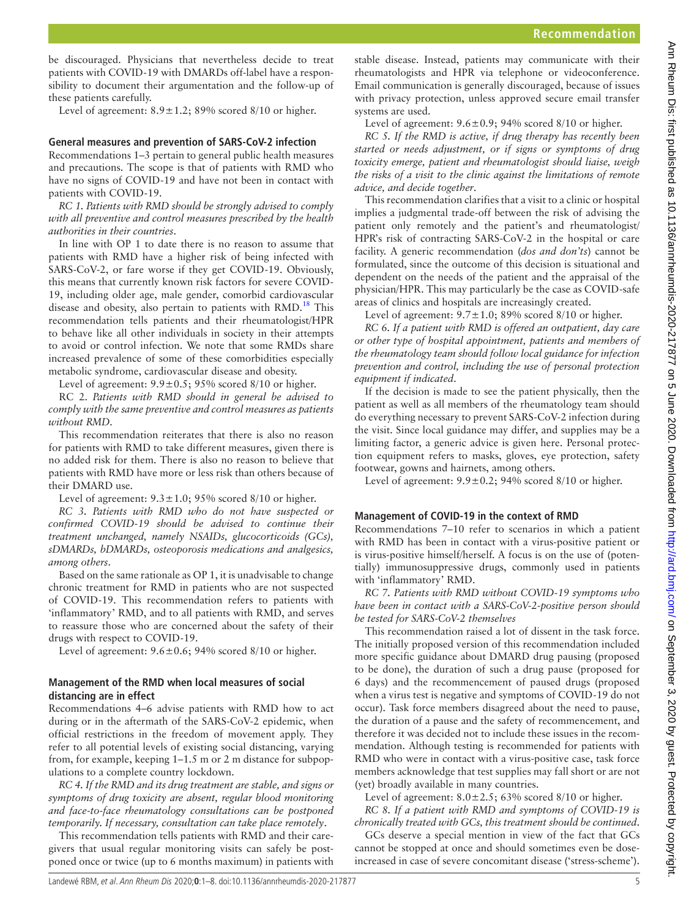be discouraged. Physicians that nevertheless decide to treat patients with COVID-19 with DMARDs off-label have a responsibility to document their argumentation and the follow-up of these patients carefully.

Level of agreement: 8.9±1.2; 89% scored 8/10 or higher.

### General measures and prevention of SARS-CoV-2 infection

Recommendations 1–3 pertain to general public health measures and precautions. The scope is that of patients with RMD who have no signs of COVID-19 and have not been in contact with patients with COVID-19.

*RC 1. Patients with RMD should be strongly advised to comply with all preventive and control measures prescribed by the health authorities in their countries.*

In line with OP 1 to date there is no reason to assume that patients with RMD have a higher risk of being infected with SARS-CoV-2, or fare worse if they get COVID-19. Obviously, this means that currently known risk factors for severe COVID-19, including older age, male gender, comorbid cardiovascular disease and obesity, also pertain to patients with RMD.[18] This recommendation tells patients and their rheumatologist/HPR to behave like all other individuals in society in their attempts to avoid or control infection. We note that some RMDs share increased prevalence of some of these comorbidities especially metabolic syndrome, cardiovascular disease and obesity.

Level of agreement: 9.9±0.5; 95% scored 8/10 or higher.

RC 2. *Patients with RMD should in general be advised to comply with the same preventive and control measures as patients without RMD.*

This recommendation reiterates that there is also no reason for patients with RMD to take different measures, given there is no added risk for them. There is also no reason to believe that patients with RMD have more or less risk than others because of their DMARD use.

Level of agreement: 9.3±1.0; 95% scored 8/10 or higher.

*RC 3. Patients with RMD who do not have suspected or confirmed COVID-19 should be advised to continue their treatment unchanged, namely NSAIDs, glucocorticoids (GCs), sDMARDs, bDMARDs, osteoporosis medications and analgesics, among others.*

Based on the same rationale as OP 1, it is unadvisable to change chronic treatment for RMD in patients who are not suspected of COVID-19. This recommendation refers to patients with 'inflammatory' RMD, and to all patients with RMD, and serves to reassure those who are concerned about the safety of their drugs with respect to COVID-19.

Level of agreement: 9.6±0.6; 94% scored 8/10 or higher.

### Management of the RMD when local measures of social distancing are in effect

Recommendations 4–6 advise patients with RMD how to act during or in the aftermath of the SARS-CoV-2 epidemic, when official restrictions in the freedom of movement apply. They refer to all potential levels of existing social distancing, varying from, for example, keeping 1–1.5 m or 2 m distance for subpopulations to a complete country lockdown.

*RC 4. If the RMD and its drug treatment are stable, and signs or symptoms of drug toxicity are absent, regular blood monitoring and face-to-face rheumatology consultations can be postponed temporarily. If necessary, consultation can take place remotely.*

This recommendation tells patients with RMD and their caregivers that usual regular monitoring visits can safely be postponed once or twice (up to 6 months maximum) in patients with stable disease. Instead, patients may communicate with their rheumatologists and HPR via telephone or videoconference. Email communication is generally discouraged, because of issues with privacy protection, unless approved secure email transfer systems are used.

Level of agreement: 9.6±0.9; 94% scored 8/10 or higher.

*RC 5. If the RMD is active, if drug therapy has recently been started or needs adjustment, or if signs or symptoms of drug toxicity emerge, patient and rheumatologist should liaise, weigh the risks of a visit to the clinic against the limitations of remote advice, and decide together.*

This recommendation clarifies that a visit to a clinic or hospital implies a judgmental trade-off between the risk of advising the patient only remotely and the patient's and rheumatologist/HPR's risk of contracting SARS-CoV-2 in the hospital or care facility. A generic recommendation (*dos and don'ts*) cannot be formulated, since the outcome of this decision is situational and dependent on the needs of the patient and the appraisal of the physician/HPR. This may particularly be the case as COVID-safe areas of clinics and hospitals are increasingly created.

Level of agreement: 9.7±1.0; 89% scored 8/10 or higher.

*RC 6. If a patient with RMD is offered an outpatient, day care or other type of hospital appointment, patients and members of the rheumatology team should follow local guidance for infection prevention and control, including the use of personal protection equipment if indicated.*

If the decision is made to see the patient physically, then the patient as well as all members of the rheumatology team should do everything necessary to prevent SARS-CoV-2 infection during the visit. Since local guidance may differ, and supplies may be a limiting factor, a generic advice is given here. Personal protection equipment refers to masks, gloves, eye protection, safety footwear, gowns and hairnets, among others.

Level of agreement: 9.9±0.2; 94% scored 8/10 or higher.

### Management of COVID-19 in the context of RMD

Recommendations 7–10 refer to scenarios in which a patient with RMD has been in contact with a virus-positive patient or is virus-positive himself/herself. A focus is on the use of (potentially) immunosuppressive drugs, commonly used in patients with 'inflammatory' RMD.

*RC 7. Patients with RMD without COVID-19 symptoms who have been in contact with a SARS-CoV-2-positive person should be tested for SARS-CoV-2 themselves*

This recommendation raised a lot of dissent in the task force. The initially proposed version of this recommendation included more specific guidance about DMARD drug pausing (proposed to be done), the duration of such a drug pause (proposed for 6 days) and the recommencement of paused drugs (proposed when a virus test is negative and symptoms of COVID-19 do not occur). Task force members disagreed about the need to pause, the duration of a pause and the safety of recommencement, and therefore it was decided not to include these issues in the recommendation. Although testing is recommended for patients with RMD who were in contact with a virus-positive case, task force members acknowledge that test supplies may fall short or are not (yet) broadly available in many countries.

Level of agreement: 8.0±2.5; 63% scored 8/10 or higher.

*RC 8. If a patient with RMD and symptoms of COVID-19 is chronically treated with GCs, this treatment should be continued.*

GCs deserve a special mention in view of the fact that GCs cannot be stopped at once and should sometimes even be dose-increased in case of severe concomitant disease ('stress-scheme').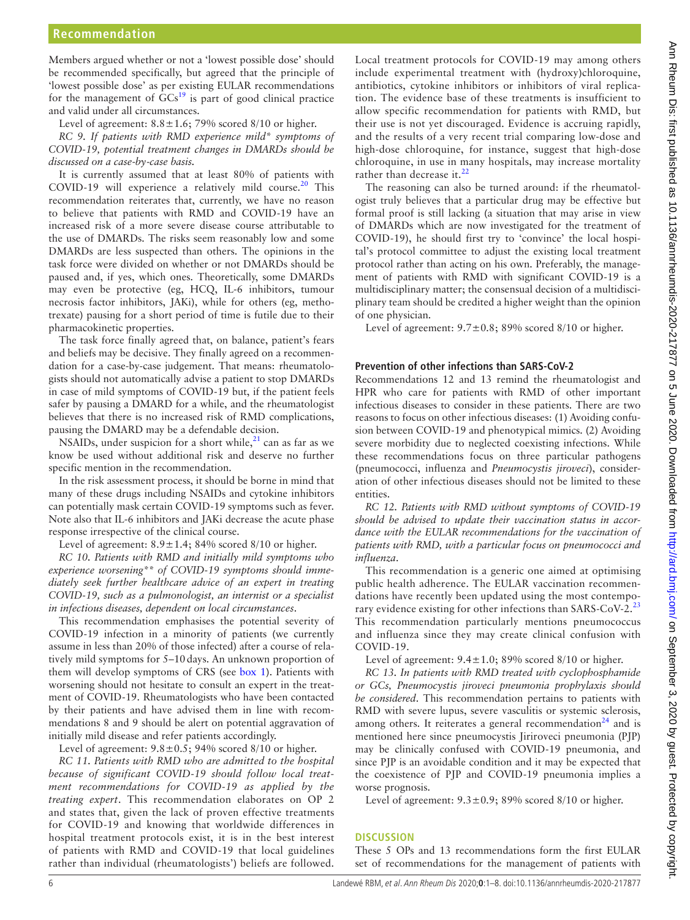Members argued whether or not a 'lowest possible dose' should be recommended specifically, but agreed that the principle of 'lowest possible dose' as per existing EULAR recommendations for the management of GCs[19] is part of good clinical practice and valid under all circumstances.

Level of agreement: 8.8±1.6; 79% scored 8/10 or higher.

*RC 9. If patients with RMD experience mild\* symptoms of COVID-19, potential treatment changes in DMARDs should be discussed on a case-by-case basis.*

It is currently assumed that at least 80% of patients with COVID-19 will experience a relatively mild course.[20] This recommendation reiterates that, currently, we have no reason to believe that patients with RMD and COVID-19 have an increased risk of a more severe disease course attributable to the use of DMARDs. The risks seem reasonably low and some DMARDs are less suspected than others. The opinions in the task force were divided on whether or not DMARDs should be paused and, if yes, which ones. Theoretically, some DMARDs may even be protective (eg, HCQ, IL-6 inhibitors, tumour necrosis factor inhibitors, JAKi), while for others (eg, methotrexate) pausing for a short period of time is futile due to their pharmacokinetic properties.

The task force finally agreed that, on balance, patient's fears and beliefs may be decisive. They finally agreed on a recommendation for a case-by-case judgement. That means: rheumatologists should not automatically advise a patient to stop DMARDs in case of mild symptoms of COVID-19 but, if the patient feels safer by pausing a DMARD for a while, and the rheumatologist believes that there is no increased risk of RMD complications, pausing the DMARD may be a defendable decision.

NSAIDs, under suspicion for a short while,[21] can as far as we know be used without additional risk and deserve no further specific mention in the recommendation.

In the risk assessment process, it should be borne in mind that many of these drugs including NSAIDs and cytokine inhibitors can potentially mask certain COVID-19 symptoms such as fever. Note also that IL-6 inhibitors and JAKi decrease the acute phase response irrespective of the clinical course.

Level of agreement: 8.9±1.4; 84% scored 8/10 or higher.

*RC 10. Patients with RMD and initially mild symptoms who experience worsening\*\* of COVID-19 symptoms should immediately seek further healthcare advice of an expert in treating COVID-19, such as a pulmonologist, an internist or a specialist in infectious diseases, dependent on local circumstances.*

This recommendation emphasises the potential severity of COVID-19 infection in a minority of patients (we currently assume in less than 20% of those infected) after a course of relatively mild symptoms for 5–10 days. An unknown proportion of them will develop symptoms of CRS (see box 1). Patients with worsening should not hesitate to consult an expert in the treatment of COVID-19. Rheumatologists who have been contacted by their patients and have advised them in line with recommendations 8 and 9 should be alert on potential aggravation of initially mild disease and refer patients accordingly.

Level of agreement: 9.8±0.5; 94% scored 8/10 or higher.

*RC 11. Patients with RMD who are admitted to the hospital because of significant COVID-19 should follow local treatment recommendations for COVID-19 as applied by the treating expert.* This recommendation elaborates on OP 2 and states that, given the lack of proven effective treatments for COVID-19 and knowing that worldwide differences in hospital treatment protocols exist, it is in the best interest of patients with RMD and COVID-19 that local guidelines rather than individual (rheumatologists') beliefs are followed. Local treatment protocols for COVID-19 may among others include experimental treatment with (hydroxy)chloroquine, antibiotics, cytokine inhibitors or inhibitors of viral replication. The evidence base of these treatments is insufficient to allow specific recommendation for patients with RMD, but their use is not yet discouraged. Evidence is accruing rapidly, and the results of a very recent trial comparing low-dose and high-dose chloroquine, for instance, suggest that high-dose chloroquine, in use in many hospitals, may increase mortality rather than decrease it.[22]

The reasoning can also be turned around: if the rheumatologist truly believes that a particular drug may be effective but formal proof is still lacking (a situation that may arise in view of DMARDs which are now investigated for the treatment of COVID-19), he should first try to 'convince' the local hospital's protocol committee to adjust the existing local treatment protocol rather than acting on his own. Preferably, the management of patients with RMD with significant COVID-19 is a multidisciplinary matter; the consensual decision of a multidisciplinary team should be credited a higher weight than the opinion of one physician.

Level of agreement: 9.7±0.8; 89% scored 8/10 or higher.

## Prevention of other infections than SARS-CoV-2

Recommendations 12 and 13 remind the rheumatologist and HPR who care for patients with RMD of other important infectious diseases to consider in these patients. There are two reasons to focus on other infectious diseases: (1) Avoiding confusion between COVID-19 and phenotypical mimics. (2) Avoiding severe morbidity due to neglected coexisting infections. While these recommendations focus on three particular pathogens (pneumococci, influenza and *Pneumocystis jiroveci*), consideration of other infectious diseases should not be limited to these entities.

*RC 12. Patients with RMD without symptoms of COVID-19 should be advised to update their vaccination status in accordance with the EULAR recommendations for the vaccination of patients with RMD, with a particular focus on pneumococci and influenza.*

This recommendation is a generic one aimed at optimising public health adherence. The EULAR vaccination recommendations have recently been updated using the most contemporary evidence existing for other infections than SARS-CoV-2.[23] This recommendation particularly mentions pneumococcus and influenza since they may create clinical confusion with COVID-19.

Level of agreement: 9.4±1.0; 89% scored 8/10 or higher.

*RC 13. In patients with RMD treated with cyclophosphamide or GCs, Pneumocystis jiroveci pneumonia prophylaxis should be considered.* This recommendation pertains to patients with RMD with severe lupus, severe vasculitis or systemic sclerosis, among others. It reiterates a general recommendation[24] and is mentioned here since pneumocystis Jiriroveci pneumonia (PJP) may be clinically confused with COVID-19 pneumonia, and since PJP is an avoidable condition and it may be expected that the coexistence of PJP and COVID-19 pneumonia implies a worse prognosis.

Level of agreement: 9.3±0.9; 89% scored 8/10 or higher.

## DISCUSSION

These 5 OPs and 13 recommendations form the first EULAR set of recommendations for the management of patients with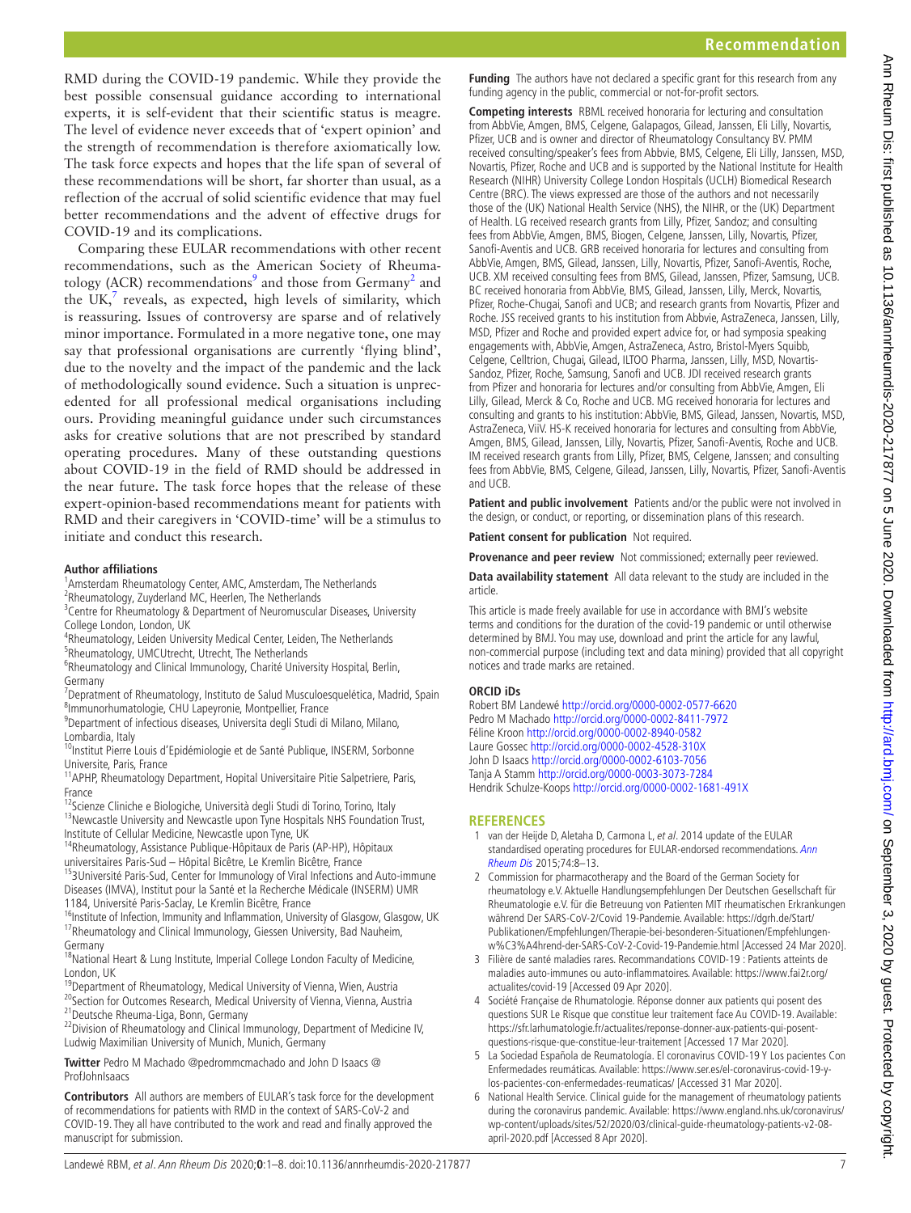RMD during the COVID-19 pandemic. While they provide the best possible consensual guidance according to international experts, it is self-evident that their scientific status is meagre. The level of evidence never exceeds that of 'expert opinion' and the strength of recommendation is therefore axiomatically low. The task force expects and hopes that the life span of several of these recommendations will be short, far shorter than usual, as a reflection of the accrual of solid scientific evidence that may fuel better recommendations and the advent of effective drugs for COVID-19 and its complications.

Comparing these EULAR recommendations with other recent recommendations, such as the American Society of Rheumatology (ACR) recommendations[9] and those from Germany[2] and the UK,[7] reveals, as expected, high levels of similarity, which is reassuring. Issues of controversy are sparse and of relatively minor importance. Formulated in a more negative tone, one may say that professional organisations are currently 'flying blind', due to the novelty and the impact of the pandemic and the lack of methodologically sound evidence. Such a situation is unprecedented for all professional medical organisations including ours. Providing meaningful guidance under such circumstances asks for creative solutions that are not prescribed by standard operating procedures. Many of these outstanding questions about COVID-19 in the field of RMD should be addressed in the near future. The task force hopes that the release of these expert-opinion-based recommendations meant for patients with RMD and their caregivers in 'COVID-time' will be a stimulus to initiate and conduct this research.

**Author affiliations**

[1]Amsterdam Rheumatology Center, AMC, Amsterdam, The Netherlands
[2]Rheumatology, Zuyderland MC, Heerlen, The Netherlands
[3]Centre for Rheumatology & Department of Neuromuscular Diseases, University College London, London, UK
[4]Rheumatology, Leiden University Medical Center, Leiden, The Netherlands
[5]Rheumatology, UMCUtrecht, Utrecht, The Netherlands
[6]Rheumatology and Clinical Immunology, Charité University Hospital, Berlin, Germany
[7]Depratment of Rheumatology, Instituto de Salud Musculoesquelética, Madrid, Spain
[8]Immunorhumatologie, CHU Lapeyronie, Montpellier, France
[9]Department of infectious diseases, Universita degli Studi di Milano, Milano, Lombardia, Italy
[10]Institut Pierre Louis d'Epidémiologie et de Santé Publique, INSERM, Sorbonne Universite, Paris, France
[11]APHP, Rheumatology Department, Hopital Universitaire Pitie Salpetriere, Paris, France
[12]Scienze Cliniche e Biologiche, Università degli Studi di Torino, Torino, Italy
[13]Newcastle University and Newcastle upon Tyne Hospitals NHS Foundation Trust, Institute of Cellular Medicine, Newcastle upon Tyne, UK
[14]Rheumatology, Assistance Publique-Hôpitaux de Paris (AP-HP), Hôpitaux universitaires Paris-Sud – Hôpital Bicêtre, Le Kremlin Bicêtre, France
[15]3Université Paris-Sud, Center for Immunology of Viral Infections and Auto-immune Diseases (IMVA), Institut pour la Santé et la Recherche Médicale (INSERM) UMR 1184, Université Paris-Saclay, Le Kremlin Bicêtre, France
[16]Institute of Infection, Immunity and Inflammation, University of Glasgow, Glasgow, UK
[17]Rheumatology and Clinical Immunology, Giessen University, Bad Nauheim, Germany
[18]National Heart & Lung Institute, Imperial College London Faculty of Medicine, London, UK
[19]Department of Rheumatology, Medical University of Vienna, Wien, Austria
[20]Section for Outcomes Research, Medical University of Vienna, Vienna, Austria
[21]Deutsche Rheuma-Liga, Bonn, Germany
[22]Division of Rheumatology and Clinical Immunology, Department of Medicine IV, Ludwig Maximilian University of Munich, Munich, Germany

**Twitter** Pedro M Machado @pedrommcmachado and John D Isaacs @ProfJohnIsaacs

**Contributors** All authors are members of EULAR's task force for the development of recommendations for patients with RMD in the context of SARS-CoV-2 and COVID-19. They all have contributed to the work and read and finally approved the manuscript for submission.

**Funding** The authors have not declared a specific grant for this research from any funding agency in the public, commercial or not-for-profit sectors.

**Competing interests** RBML received honoraria for lecturing and consultation from AbbVie, Amgen, BMS, Celgene, Galapagos, Gilead, Janssen, Eli Lilly, Novartis, Pfizer, UCB and is owner and director of Rheumatology Consultancy BV. PMM received consulting/speaker's fees from Abbvie, BMS, Celgene, Eli Lilly, Janssen, MSD, Novartis, Pfizer, Roche and UCB and is supported by the National Institute for Health Research (NIHR) University College London Hospitals (UCLH) Biomedical Research Centre (BRC). The views expressed are those of the authors and not necessarily those of the (UK) National Health Service (NHS), the NIHR, or the (UK) Department of Health. LG received research grants from Lilly, Pfizer, Sandoz; and consulting fees from AbbVie, Amgen, BMS, Biogen, Celgene, Janssen, Lilly, Novartis, Pfizer, Sanofi-Aventis and UCB. GRB received honoraria for lectures and consulting from AbbVie, Amgen, BMS, Gilead, Janssen, Lilly, Novartis, Pfizer, Sanofi-Aventis, Roche, UCB. XM received consulting fees from BMS, Gilead, Janssen, Pfizer, Samsung, UCB. BC received honoraria from AbbVie, BMS, Gilead, Janssen, Lilly, Merck, Novartis, Pfizer, Roche-Chugai, Sanofi and UCB; and research grants from Novartis, Pfizer and Roche. JSS received grants to his institution from Abbvie, AstraZeneca, Janssen, Lilly, MSD, Pfizer and Roche and provided expert advice for, or had symposia speaking engagements with, AbbVie, Amgen, AstraZeneca, Astro, Bristol-Myers Squibb, Celgene, Celltrion, Chugai, Gilead, ILTOO Pharma, Janssen, Lilly, MSD, Novartis-Sandoz, Pfizer, Roche, Samsung, Sanofi and UCB. JDI received research grants from Pfizer and honoraria for lectures and/or consulting from AbbVie, Amgen, Eli Lilly, Gilead, Merck & Co, Roche and UCB. MG received honoraria for lectures and consulting and grants to his institution: AbbVie, BMS, Gilead, Janssen, Novartis, MSD, AstraZeneca, ViiV. HS-K received honoraria for lectures and consulting from AbbVie, Amgen, BMS, Gilead, Janssen, Lilly, Novartis, Pfizer, Sanofi-Aventis, Roche and UCB. IM received research grants from Lilly, Pfizer, BMS, Celgene, Janssen; and consulting fees from AbbVie, BMS, Celgene, Gilead, Janssen, Lilly, Novartis, Pfizer, Sanofi-Aventis and UCB.

**Patient and public involvement** Patients and/or the public were not involved in the design, or conduct, or reporting, or dissemination plans of this research.

**Patient consent for publication** Not required.

**Provenance and peer review** Not commissioned; externally peer reviewed.

**Data availability statement** All data relevant to the study are included in the article.

This article is made freely available for use in accordance with BMJ's website terms and conditions for the duration of the covid-19 pandemic or until otherwise determined by BMJ. You may use, download and print the article for any lawful, non-commercial purpose (including text and data mining) provided that all copyright notices and trade marks are retained.

**ORCID iDs**

Robert BM Landewé http://orcid.org/0000-0002-0577-6620
Pedro M Machado http://orcid.org/0000-0002-8411-7972
Féline Kroon http://orcid.org/0000-0002-8940-0582
Laure Gossec http://orcid.org/0000-0002-4528-310X
John D Isaacs http://orcid.org/0000-0002-6103-7056
Tanja A Stamm http://orcid.org/0000-0003-3073-7284
Hendrik Schulze-Koops http://orcid.org/0000-0002-1681-491X

## REFERENCES

1. van der Heijde D, Aletaha D, Carmona L, *et al*. 2014 update of the EULAR standardised operating procedures for EULAR-endorsed recommendations. *Ann Rheum Dis* 2015;74:8–13.
2. Commission for pharmacotherapy and the Board of the German Society for rheumatology e.V. Aktuelle Handlungsempfehlungen Der Deutschen Gesellschaft für Rheumatologie e.V. für die Betreuung von Patienten MIT rheumatischen Erkrankungen während Der SARS-CoV-2/Covid 19-Pandemie. Available: https://dgrh.de/Start/Publikationen/Empfehlungen/Therapie-bei-besonderen-Situationen/Empfehlungen-w%C3%A4hrend-der-SARS-CoV-2-Covid-19-Pandemie.html [Accessed 24 Mar 2020].
3. Filière de santé maladies rares. Recommandations COVID-19 : Patients atteints de maladies auto-immunes ou auto-inflammatoires. Available: https://www.fai2r.org/actualites/covid-19 [Accessed 09 Apr 2020].
4. Société Française de Rhumatologie. Réponse donner aux patients qui posent des questions SUR Le Risque que constitue leur traitement face Au COVID-19. Available: https://sfr.larhumatologie.fr/actualites/reponse-donner-aux-patients-qui-posent-questions-risque-que-constitue-leur-traitement [Accessed 17 Mar 2020].
5. La Sociedad Española de Reumatología. El coronavirus COVID-19 Y Los pacientes Con Enfermedades reumáticas. Available: https://www.ser.es/el-coronavirus-covid-19-y-los-pacientes-con-enfermedades-reumaticas/ [Accessed 31 Mar 2020].
6. National Health Service. Clinical guide for the management of rheumatology patients during the coronavirus pandemic. Available: https://www.england.nhs.uk/coronavirus/wp-content/uploads/sites/52/2020/03/clinical-guide-rheumatology-patients-v2-08-april-2020.pdf [Accessed 8 Apr 2020].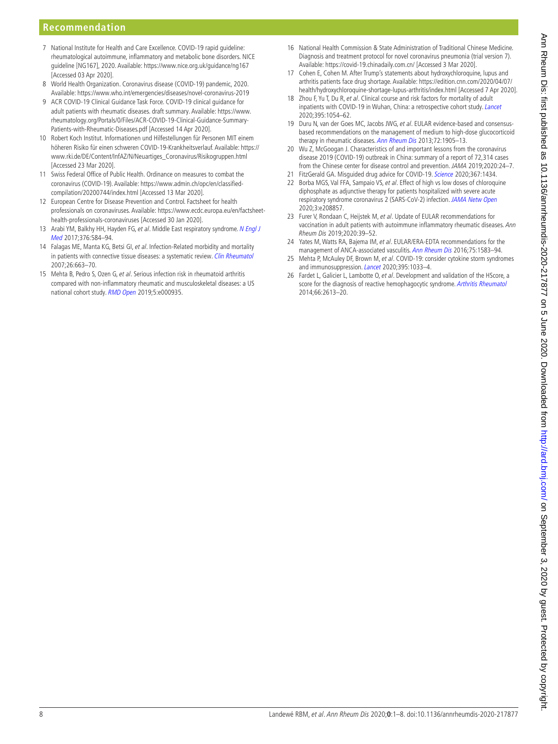7. National Institute for Health and Care Excellence. COVID-19 rapid guideline: rheumatological autoimmune, inflammatory and metabolic bone disorders. NICE guideline [NG167], 2020. Available: https://www.nice.org.uk/guidance/ng167 [Accessed 03 Apr 2020].
8. World Health Organization. Coronavirus disease (COVID-19) pandemic, 2020. Available: https://www.who.int/emergencies/diseases/novel-coronavirus-2019
9. ACR COVID-19 Clinical Guidance Task Force. COVID-19 clinical guidance for adult patients with rheumatic diseases. draft summary. Available: https://www.rheumatology.org/Portals/0/Files/ACR-COVID-19-Clinical-Guidance-Summary-Patients-with-Rheumatic-Diseases.pdf [Accessed 14 Apr 2020].
10. Robert Koch Institut. Informationen und Hilfestellungen für Personen MIT einem höheren Risiko für einen schweren COVID-19-Krankheitsverlauf. Available: https://www.rki.de/DE/Content/InfAZ/N/Neuartiges_Coronavirus/Risikogruppen.html [Accessed 23 Mar 2020].
11. Swiss Federal Office of Public Health. Ordinance on measures to combat the coronavirus (COVID-19). Available: https://www.admin.ch/opc/en/classified-compilation/20200744/index.html [Accessed 13 Mar 2020].
12. European Centre for Disease Prevention and Control. Factsheet for health professionals on coronaviruses. Available: https://www.ecdc.europa.eu/en/factsheet-health-professionals-coronaviruses [Accessed 30 Jan 2020].
13. Arabi YM, Balkhy HH, Hayden FG, *et al*. Middle East respiratory syndrome. *N Engl J Med* 2017;376:584–94.
14. Falagas ME, Manta KG, Betsi GI, *et al*. Infection-Related morbidity and mortality in patients with connective tissue diseases: a systematic review. *Clin Rheumatol* 2007;26:663–70.
15. Mehta B, Pedro S, Ozen G, *et al*. Serious infection risk in rheumatoid arthritis compared with non-inflammatory rheumatic and musculoskeletal diseases: a US national cohort study. *RMD Open* 2019;5:e000935.
16. National Health Commission & State Administration of Traditional Chinese Medicine. Diagnosis and treatment protocol for novel coronavirus pneumonia (trial version 7). Available: https://covid-19.chinadaily.com.cn/ [Accessed 3 Mar 2020].
17. Cohen E, Cohen M. After Trump's statements about hydroxychloroquine, lupus and arthritis patients face drug shortage. Available: https://edition.cnn.com/2020/04/07/health/hydroxychloroquine-shortage-lupus-arthritis/index.html [Accessed 7 Apr 2020].
18. Zhou F, Yu T, Du R, *et al*. Clinical course and risk factors for mortality of adult inpatients with COVID-19 in Wuhan, China: a retrospective cohort study. *Lancet* 2020;395:1054–62.
19. Duru N, van der Goes MC, Jacobs JWG, *et al*. EULAR evidence-based and consensus-based recommendations on the management of medium to high-dose glucocorticoid therapy in rheumatic diseases. *Ann Rheum Dis* 2013;72:1905–13.
20. Wu Z, McGoogan J. Characteristics of and important lessons from the coronavirus disease 2019 (COVID-19) outbreak in China: summary of a report of 72,314 cases from the Chinese center for disease control and prevention. *JAMA* 2019;2020:24–7.
21. FitzGerald GA. Misguided drug advice for COVID-19. *Science* 2020;367:1434.
22. Borba MGS, Val FFA, Sampaio VS, *et al*. Effect of high vs low doses of chloroquine diphosphate as adjunctive therapy for patients hospitalized with severe acute respiratory syndrome coronavirus 2 (SARS-CoV-2) infection. *JAMA Netw Open* 2020;3:e208857.
23. Furer V, Rondaan C, Heijstek M, *et al*. Update of EULAR recommendations for vaccination in adult patients with autoimmune inflammatory rheumatic diseases. *Ann Rheum Dis* 2019;2020:39–52.
24. Yates M, Watts RA, Bajema IM, *et al*. EULAR/ERA-EDTA recommendations for the management of ANCA-associated vasculitis. *Ann Rheum Dis* 2016;75:1583–94.
25. Mehta P, McAuley DF, Brown M, *et al*. COVID-19: consider cytokine storm syndromes and immunosuppression. *Lancet* 2020;395:1033–4.
26. Fardet L, Galicier L, Lambotte O, *et al*. Development and validation of the HScore, a score for the diagnosis of reactive hemophagocytic syndrome. *Arthritis Rheumatol* 2014;66:2613–20.